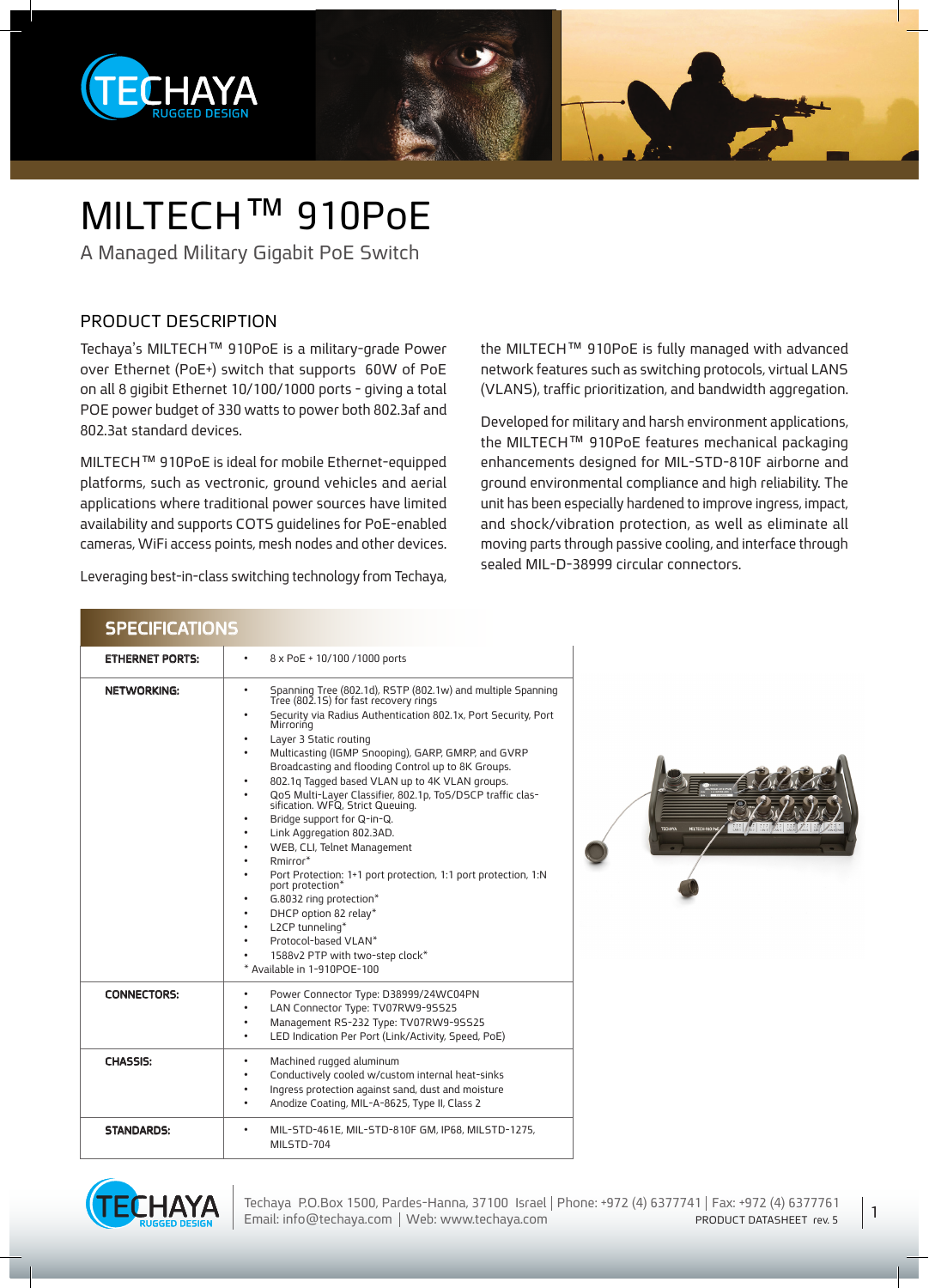# MILTECH™ 910PoE

A Managed Military Gigabit PoE Switch

## PRODUCT DESCRIPTION

Techaya's MILTECH™ 910PoE is a military-grade Power over Ethernet (PoE+) switch that supports 60W of PoE on all 8 gigibit Ethernet 10/100/1000 ports - giving a total POE power budget of 330 watts to power both 802.3af and 802.3at standard devices.

MILTECH™ 910PoE is ideal for mobile Ethernet-equipped platforms, such as vectronic, ground vehicles and aerial applications where traditional power sources have limited availability and supports COTS guidelines for PoE-enabled cameras, WiFi access points, mesh nodes and other devices.

Leveraging best-in-class switching technology from Techaya, the MILTECH™ 910PoE is fully managed with advanced network features such as switching protocols, virtual LANS (VLANS), traffic prioritization, and bandwidth aggregation.

Developed for military and harsh environment applications, the MILTECH™ 910PoE features mechanical packaging enhancements designed for MIL-STD-810F airborne and ground environmental compliance and high reliability. The unit has been especially hardened to improve ingress, impact, and shock/vibration protection, as well as eliminate all moving parts through passive cooling, and interface through sealed MIL-D-38999 circular connectors.

## SPECIFICATIONS

| | |
|---|---|
| **ETHERNET PORTS:** | • 8 x PoE + 10/100 /1000 ports |
| **NETWORKING:** | • Spanning Tree (802.1d), RSTP (802.1w) and multiple Spanning Tree (802.1S) for fast recovery rings<br>• Security via Radius Authentication 802.1x, Port Security, Port Mirroring<br>• Layer 3 Static routing<br>• Multicasting (IGMP Snooping), GARP, GMRP, and GVRP Broadcasting and flooding Control up to 8K Groups.<br>• 802.1q Tagged based VLAN up to 4K VLAN groups.<br>• QoS Multi-Layer Classifier, 802.1p, ToS/DSCP traffic classification. WFQ, Strict Queuing.<br>• Bridge support for Q-in-Q.<br>• Link Aggregation 802.3AD.<br>• WEB, CLI, Telnet Management<br>• Rmirror*<br>• Port Protection: 1+1 port protection, 1:1 port protection, 1:N port protection*<br>• G.8032 ring protection*<br>• DHCP option 82 relay*<br>• L2CP tunneling*<br>• Protocol-based VLAN*<br>• 1588v2 PTP with two-step clock*<br>* Available in 1-910POE-100 |
| **CONNECTORS:** | • Power Connector Type: D38999/24WC04PN<br>• LAN Connector Type: TV07RW9-95S25<br>• Management RS-232 Type: TV07RW9-95S25<br>• LED Indication Per Port (Link/Activity, Speed, PoE) |
| **CHASSIS:** | • Machined rugged aluminum<br>• Conductively cooled w/custom internal heat-sinks<br>• Ingress protection against sand, dust and moisture<br>• Anodize Coating, MIL-A-8625, Type II, Class 2 |
| **STANDARDS:** | • MIL-STD-461E, MIL-STD-810F GM, IP68, MILSTD-1275, MILSTD-704 |

Techaya P.O.Box 1500, Pardes-Hanna, 37100 Israel | Phone: +972 (4) 6377741 | Fax: +972 (4) 6377761
Email: info@techaya.com | Web: www.techaya.com

PRODUCT DATASHEET rev. 5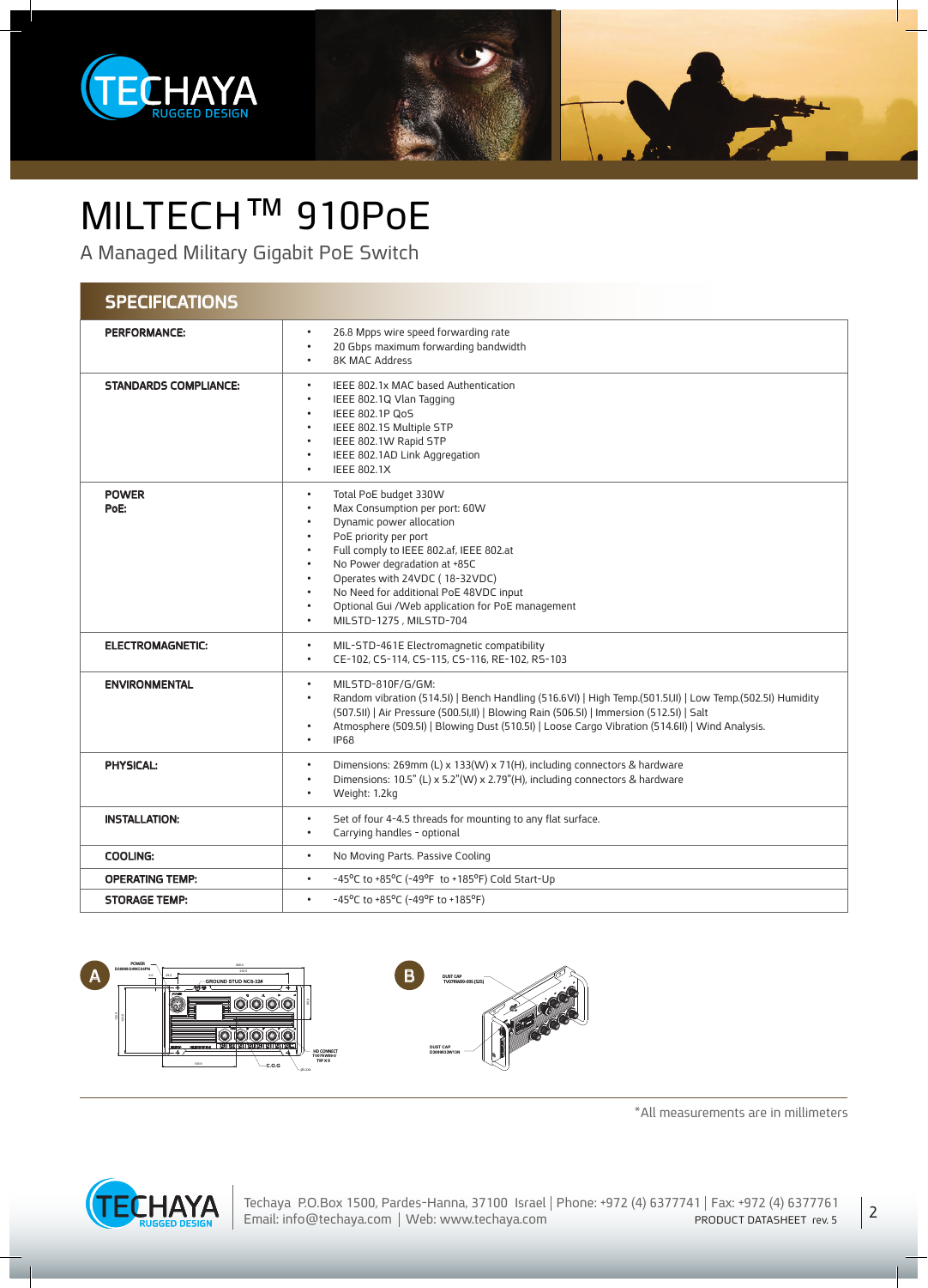# MILTECH™ 910PoE

A Managed Military Gigabit PoE Switch

## SPECIFICATIONS

| | |
|---|---|
| **PERFORMANCE:** | • 26.8 Mpps wire speed forwarding rate<br>• 20 Gbps maximum forwarding bandwidth<br>• 8K MAC Address |
| **STANDARDS COMPLIANCE:** | • IEEE 802.1x MAC based Authentication<br>• IEEE 802.1Q Vlan Tagging<br>• IEEE 802.1P QoS<br>• IEEE 802.1S Multiple STP<br>• IEEE 802.1W Rapid STP<br>• IEEE 802.1AD Link Aggregation<br>• IEEE 802.1X |
| **POWER PoE:** | • Total PoE budget 330W<br>• Max Consumption per port: 60W<br>• Dynamic power allocation<br>• PoE priority per port<br>• Full comply to IEEE 802.af, IEEE 802.at<br>• No Power degradation at +85C<br>• Operates with 24VDC ( 18-32VDC)<br>• No Need for additional PoE 48VDC input<br>• Optional Gui /Web application for PoE management<br>• MILSTD-1275 , MILSTD-704 |
| **ELECTROMAGNETIC:** | • MIL-STD-461E Electromagnetic compatibility<br>• CE-102, CS-114, CS-115, CS-116, RE-102, RS-103 |
| **ENVIRONMENTAL** | • MILSTD-810F/G/GM:<br>• Random vibration (514.5I) \| Bench Handling (516.6VI) \| High Temp.(501.5I,II) \| Low Temp.(502.5I) Humidity (507.5II) \| Air Pressure (500.5I,II) \| Blowing Rain (506.5I) \| Immersion (512.5I) \| Salt<br>• Atmosphere (509.5I) \| Blowing Dust (510.5I) \| Loose Cargo Vibration (514.6II) \| Wind Analysis.<br>• IP68 |
| **PHYSICAL:** | • Dimensions: 269mm (L) x 133(W) x 71(H), including connectors & hardware<br>• Dimensions: 10.5" (L) x 5.2"(W) x 2.79"(H), including connectors & hardware<br>• Weight: 1.2kg |
| **INSTALLATION:** | • Set of four 4-4.5 threads for mounting to any flat surface.<br>• Carrying handles - optional |
| **COOLING:** | • No Moving Parts. Passive Cooling |
| **OPERATING TEMP:** | • -45°C to +85°C (-49°F to +185°F) Cold Start-Up |
| **STORAGE TEMP:** | • -45°C to +85°C (-49°F to +185°F) |

A

B

*All measurements are in millimeters

Techaya P.O.Box 1500, Pardes-Hanna, 37100 Israel | Phone: +972 (4) 6377741 | Fax: +972 (4) 6377761
Email: info@techaya.com | Web: www.techaya.com

PRODUCT DATASHEET rev. 5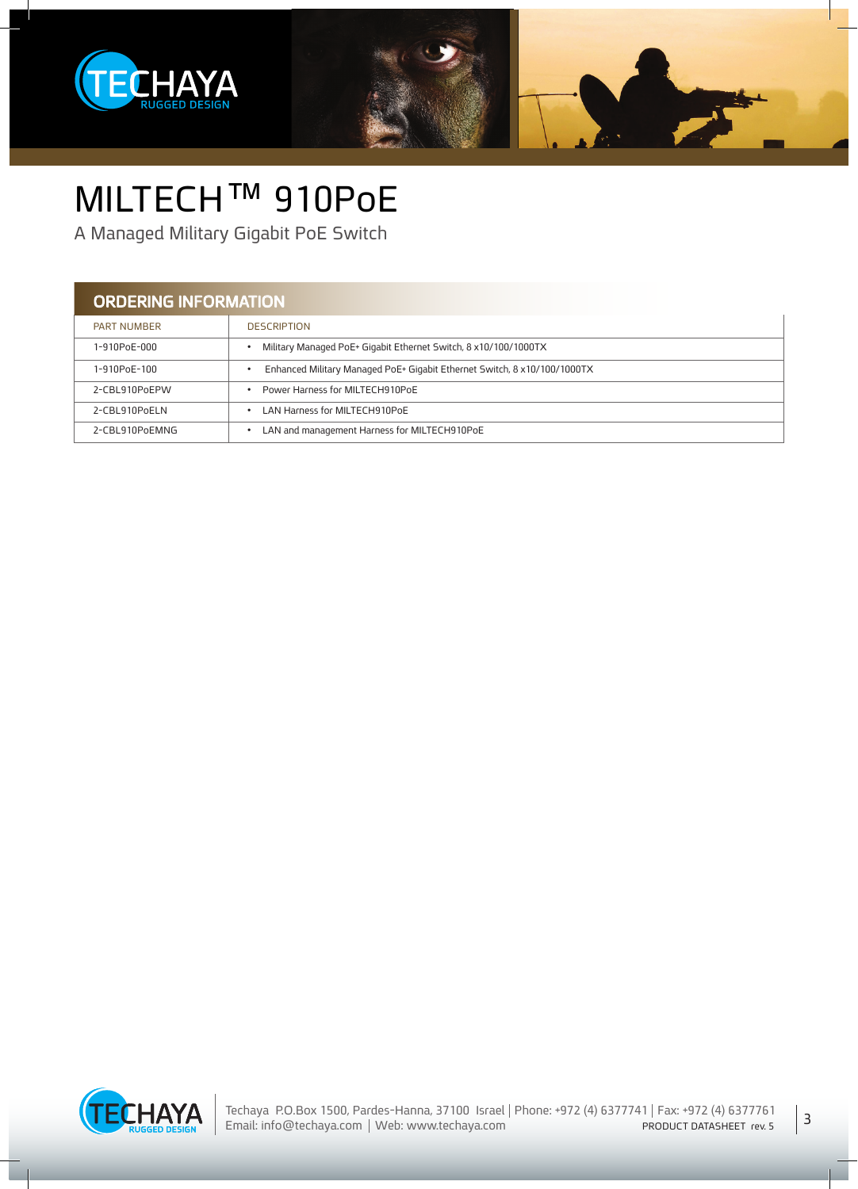# MILTECH™ 910PoE

A Managed Military Gigabit PoE Switch

## ORDERING INFORMATION

| PART NUMBER | DESCRIPTION |
|---|---|
| 1-910PoE-000 | • Military Managed PoE+ Gigabit Ethernet Switch, 8 x10/100/1000TX |
| 1-910PoE-100 | • Enhanced Military Managed PoE+ Gigabit Ethernet Switch, 8 x10/100/1000TX |
| 2-CBL910PoEPW | • Power Harness for MILTECH910PoE |
| 2-CBL910PoELN | • LAN Harness for MILTECH910PoE |
| 2-CBL910PoEMNG | • LAN and management Harness for MILTECH910PoE |

Techaya P.O.Box 1500, Pardes-Hanna, 37100 Israel | Phone: +972 (4) 6377741 | Fax: +972 (4) 6377761
Email: info@techaya.com | Web: www.techaya.com